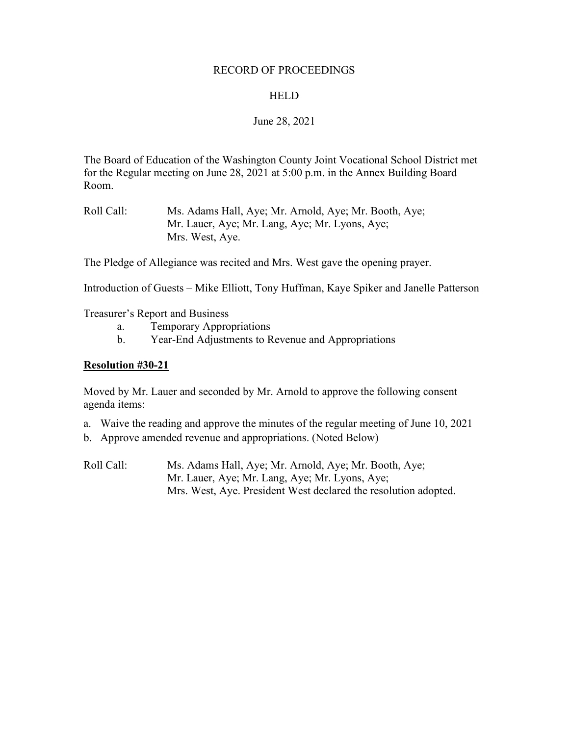RECORD OF PROCEEDINGS

HELD

June 28, 2021

The Board of Education of the Washington County Joint Vocational School District met for the Regular meeting on June 28, 2021 at 5:00 p.m. in the Annex Building Board Room.

Roll Call: Ms. Adams Hall, Aye; Mr. Arnold, Aye; Mr. Booth, Aye; Mr. Lauer, Aye; Mr. Lang, Aye; Mr. Lyons, Aye; Mrs. West, Aye.

The Pledge of Allegiance was recited and Mrs. West gave the opening prayer.

Introduction of Guests – Mike Elliott, Tony Huffman, Kaye Spiker and Janelle Patterson

Treasurer's Report and Business

a. Temporary Appropriations
b. Year-End Adjustments to Revenue and Appropriations

**Resolution #30-21**

Moved by Mr. Lauer and seconded by Mr. Arnold to approve the following consent agenda items:

a. Waive the reading and approve the minutes of the regular meeting of June 10, 2021
b. Approve amended revenue and appropriations. (Noted Below)

Roll Call: Ms. Adams Hall, Aye; Mr. Arnold, Aye; Mr. Booth, Aye; Mr. Lauer, Aye; Mr. Lang, Aye; Mr. Lyons, Aye; Mrs. West, Aye. President West declared the resolution adopted.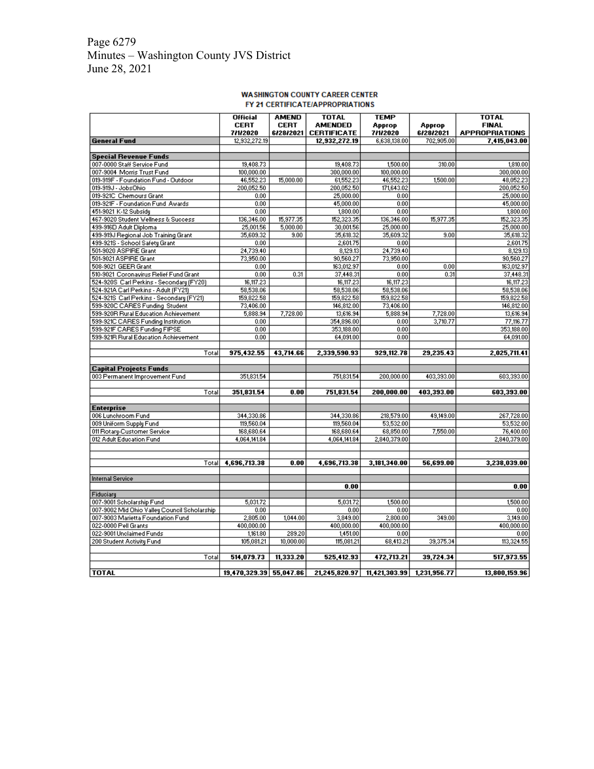Page 6279
Minutes – Washington County JVS District
June 28, 2021

**WASHINGTON COUNTY CAREER CENTER**
**FY 21 CERTIFICATE/APPROPRIATIONS**

| | Official CERT 7/1/2020 | AMEND CERT 6/28/2021 | TOTAL AMENDED CERTIFICATE | TEMP Approp 7/1/2020 | Approp 6/28/2021 | TOTAL FINAL APPROPRIATIONS |
|---|---|---|---|---|---|---|
| **General Fund** | 12,932,272.19 | | **12,932,272.19** | 6,638,138.00 | 702,905.00 | **7,415,043.00** |
| | | | | | | |
| **Special Revenue Funds** | | | | | | |
| 007-0000 Staff Service Fund | 19,408.73 | | 19,408.73 | 1,500.00 | 310.00 | 1,810.00 |
| 007-9004 Morris Trust Fund | 100,000.00 | | 300,000.00 | 100,000.00 | | 300,000.00 |
| 019-919F - Foundation Fund - Outdoor | 46,552.23 | 15,000.00 | 61,552.23 | 46,552.23 | 1,500.00 | 48,052.23 |
| 019-919J - JobsOhio | 200,052.50 | | 200,052.50 | 171,643.02 | | 200,052.50 |
| 019-921C Chemours Grant | 0.00 | | 25,000.00 | 0.00 | | 25,000.00 |
| 019-921F - Foundation Fund Awards | 0.00 | | 45,000.00 | 0.00 | | 45,000.00 |
| 451-9021 K-12 Subsidy | 0.00 | | 1,800.00 | 0.00 | | 1,800.00 |
| 467-9020 Student Wellness & Success | 136,346.00 | 15,977.35 | 152,323.35 | 136,346.00 | 15,977.35 | 152,323.35 |
| 499-916D Adult Diploma | 25,001.56 | 5,000.00 | 30,001.56 | 25,000.00 | | 25,000.00 |
| 499-919J Regional Job Training Grant | 35,609.32 | 9.00 | 35,618.32 | 35,609.32 | 9.00 | 35,618.32 |
| 499-921S - School Safety Grant | 0.00 | | 2,601.75 | 0.00 | | 2,601.75 |
| 501-9020 ASPIRE Grant | 24,739.40 | | 8,129.13 | 24,739.40 | | 8,129.13 |
| 501-9021 ASPIRE Grant | 73,950.00 | | 90,560.27 | 73,950.00 | | 90,560.27 |
| 508-9021 GEER Grant | 0.00 | | 163,012.97 | 0.00 | 0.00 | 163,012.97 |
| 510-9021 Coronavirus Relief Fund Grant | 0.00 | 0.31 | 37,448.31 | 0.00 | 0.31 | 37,448.31 |
| 524-920S Carl Perkins - Secondary (FY20) | 16,117.23 | | 16,117.23 | 16,117.23 | | 16,117.23 |
| 524-921A Carl Perkins - Adult (FY21) | 58,538.06 | | 58,538.06 | 58,538.06 | | 58,538.06 |
| 524-921S Carl Perkins - Secondary (FY21) | 159,822.58 | | 159,822.58 | 159,822.58 | | 159,822.58 |
| 599-920C CARES Funding Student | 73,406.00 | | 146,812.00 | 73,406.00 | | 146,812.00 |
| 599-920R Rural Education Achievement | 5,888.94 | 7,728.00 | 13,616.94 | 5,888.94 | 7,728.00 | 13,616.94 |
| 599-921C CARES Funding Institution | 0.00 | | 354,896.00 | 0.00 | 3,710.77 | 77,116.77 |
| 599-921F CARES Funding FIPSE | 0.00 | | 353,188.00 | 0.00 | | 353,188.00 |
| 599-921R Rural Education Achievement | 0.00 | | 64,091.00 | 0.00 | | 64,091.00 |
| | | | | | | |
| Total | **975,432.55** | **43,714.66** | **2,339,590.93** | **929,112.78** | **29,235.43** | **2,025,711.41** |
| | | | | | | |
| **Capital Projects Funds** | | | | | | |
| 003 Permanent Improvement Fund | 351,831.54 | | 751,831.54 | 200,000.00 | 403,393.00 | 603,393.00 |
| | | | | | | |
| Total | **351,831.54** | **0.00** | **751,831.54** | **200,000.00** | **403,393.00** | **603,393.00** |
| | | | | | | |
| **Enterprise** | | | | | | |
| 006 Lunchroom Fund | 344,330.86 | | 344,330.86 | 218,579.00 | 49,149.00 | 267,728.00 |
| 009 Uniform Supply Fund | 119,560.04 | | 119,560.04 | 53,532.00 | | 53,532.00 |
| 011 Rotary-Customer Service | 168,680.64 | | 168,680.64 | 68,850.00 | 7,550.00 | 76,400.00 |
| 012 Adult Education Fund | 4,064,141.84 | | 4,064,141.84 | 2,840,379.00 | | 2,840,379.00 |
| | | | | | | |
| | | | | | | |
| Total | **4,696,713.38** | **0.00** | **4,696,713.38** | **3,181,340.00** | **56,699.00** | **3,238,039.00** |
| | | | | | | |
| Internal Service | | | | | | |
| | | | **0.00** | | | **0.00** |
| Fiduciary | | | | | | |
| 007-9001 Scholarship Fund | 5,031.72 | | 5,031.72 | 1,500.00 | | 1,500.00 |
| 007-9002 Mid Ohio Valley Council Scholarship | 0.00 | | 0.00 | 0.00 | | 0.00 |
| 007-9003 Marietta Foundation Fund | 2,805.00 | 1,044.00 | 3,849.00 | 2,800.00 | 349.00 | 3,149.00 |
| 022-0000 Pell Grants | 400,000.00 | | 400,000.00 | 400,000.00 | | 400,000.00 |
| 022-9001 Unclaimed Funds | 1,161.80 | 289.20 | 1,451.00 | 0.00 | | 0.00 |
| 200 Student Activity Fund | 105,081.21 | 10,000.00 | 115,081.21 | 68,413.21 | 39,375.34 | 113,324.55 |
| | | | | | | |
| Total | **514,079.73** | **11,333.20** | **525,412.93** | **472,713.21** | **39,724.34** | **517,973.55** |
| | | | | | | |
| **TOTAL** | **19,470,329.39** | **55,047.86** | **21,245,820.97** | **11,421,303.99** | **1,231,956.77** | **13,800,159.96** |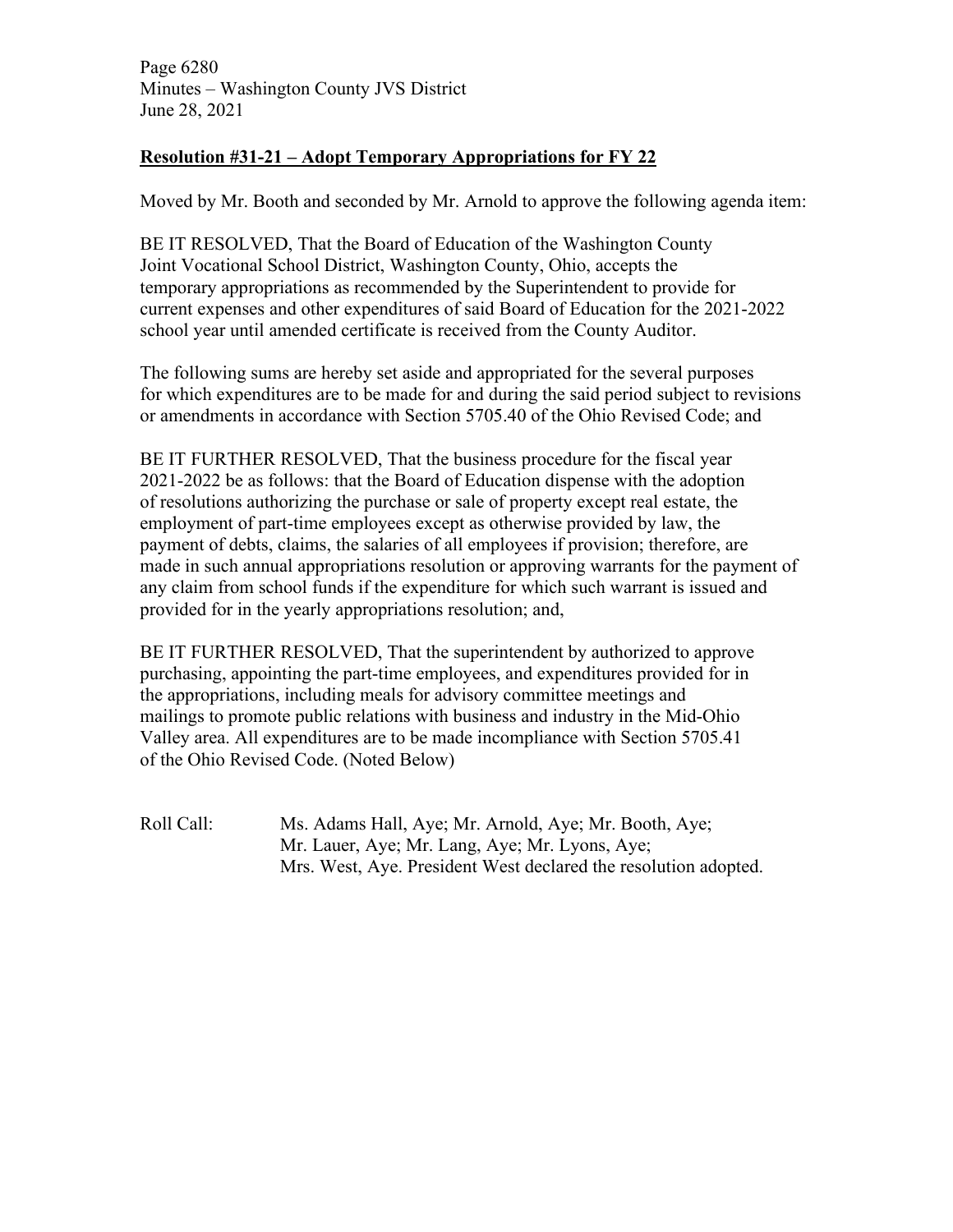**Resolution #31-21 – Adopt Temporary Appropriations for FY 22**

Moved by Mr. Booth and seconded by Mr. Arnold to approve the following agenda item:

BE IT RESOLVED, That the Board of Education of the Washington County Joint Vocational School District, Washington County, Ohio, accepts the temporary appropriations as recommended by the Superintendent to provide for current expenses and other expenditures of said Board of Education for the 2021-2022 school year until amended certificate is received from the County Auditor.

The following sums are hereby set aside and appropriated for the several purposes for which expenditures are to be made for and during the said period subject to revisions or amendments in accordance with Section 5705.40 of the Ohio Revised Code; and

BE IT FURTHER RESOLVED, That the business procedure for the fiscal year 2021-2022 be as follows: that the Board of Education dispense with the adoption of resolutions authorizing the purchase or sale of property except real estate, the employment of part-time employees except as otherwise provided by law, the payment of debts, claims, the salaries of all employees if provision; therefore, are made in such annual appropriations resolution or approving warrants for the payment of any claim from school funds if the expenditure for which such warrant is issued and provided for in the yearly appropriations resolution; and,

BE IT FURTHER RESOLVED, That the superintendent by authorized to approve purchasing, appointing the part-time employees, and expenditures provided for in the appropriations, including meals for advisory committee meetings and mailings to promote public relations with business and industry in the Mid-Ohio Valley area. All expenditures are to be made incompliance with Section 5705.41 of the Ohio Revised Code. (Noted Below)

Roll Call: Ms. Adams Hall, Aye; Mr. Arnold, Aye; Mr. Booth, Aye; Mr. Lauer, Aye; Mr. Lang, Aye; Mr. Lyons, Aye; Mrs. West, Aye. President West declared the resolution adopted.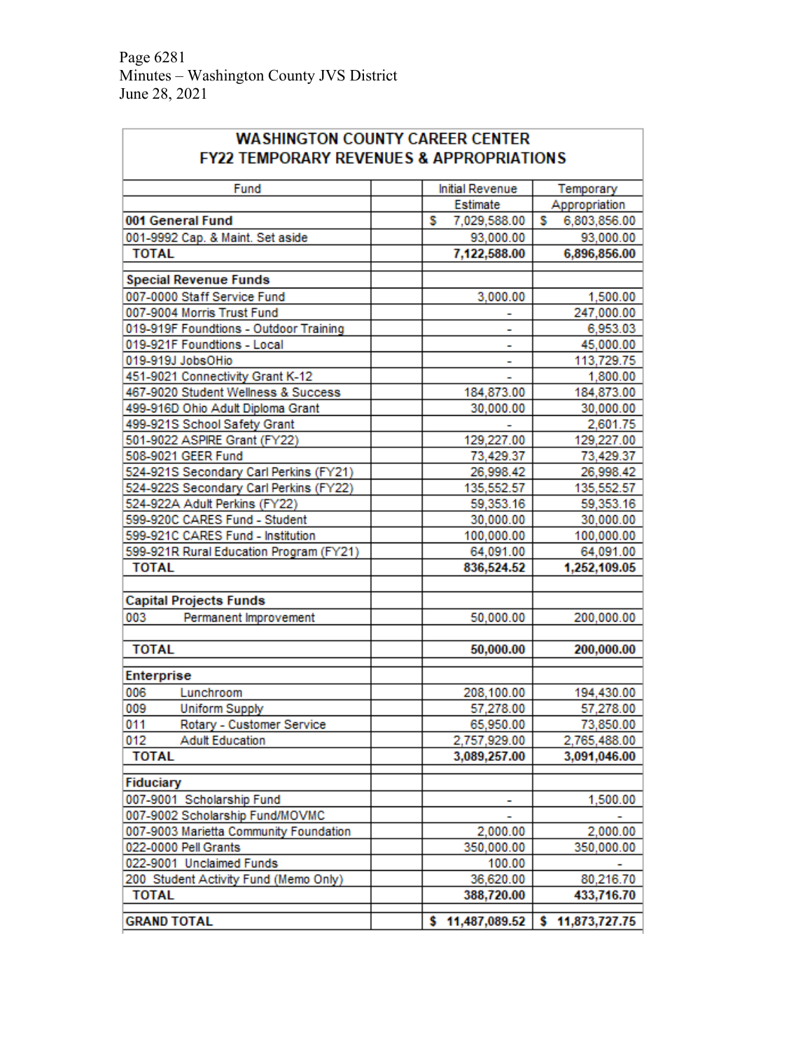Page 6281
Minutes – Washington County JVS District
June 28, 2021

## WASHINGTON COUNTY CAREER CENTER
## FY22 TEMPORARY REVENUES & APPROPRIATIONS

| Fund | | Initial Revenue Estimate | Temporary Appropriation |
|---|---|---|---|
| **001 General Fund** | | $ 7,029,588.00 | $ 6,803,856.00 |
| 001-9992 Cap. & Maint. Set aside | | 93,000.00 | 93,000.00 |
| **TOTAL** | | **7,122,588.00** | **6,896,856.00** |
| | | | |
| **Special Revenue Funds** | | | |
| 007-0000 Staff Service Fund | | 3,000.00 | 1,500.00 |
| 007-9004 Morris Trust Fund | | - | 247,000.00 |
| 019-919F Foundtions - Outdoor Training | | - | 6,953.03 |
| 019-921F Foundtions - Local | | - | 45,000.00 |
| 019-919J JobsOHio | | - | 113,729.75 |
| 451-9021 Connectivity Grant K-12 | | - | 1,800.00 |
| 467-9020 Student Wellness & Success | | 184,873.00 | 184,873.00 |
| 499-916D Ohio Adult Diploma Grant | | 30,000.00 | 30,000.00 |
| 499-921S School Safety Grant | | - | 2,601.75 |
| 501-9022 ASPIRE Grant (FY22) | | 129,227.00 | 129,227.00 |
| 508-9021 GEER Fund | | 73,429.37 | 73,429.37 |
| 524-921S Secondary Carl Perkins (FY21) | | 26,998.42 | 26,998.42 |
| 524-922S Secondary Carl Perkins (FY22) | | 135,552.57 | 135,552.57 |
| 524-922A Adult Perkins (FY22) | | 59,353.16 | 59,353.16 |
| 599-920C CARES Fund - Student | | 30,000.00 | 30,000.00 |
| 599-921C CARES Fund - Institution | | 100,000.00 | 100,000.00 |
| 599-921R Rural Education Program (FY21) | | 64,091.00 | 64,091.00 |
| **TOTAL** | | **836,524.52** | **1,252,109.05** |
| | | | |
| **Capital Projects Funds** | | | |
| 003 Permanent Improvement | | 50,000.00 | 200,000.00 |
| | | | |
| **TOTAL** | | **50,000.00** | **200,000.00** |
| | | | |
| **Enterprise** | | | |
| 006 Lunchroom | | 208,100.00 | 194,430.00 |
| 009 Uniform Supply | | 57,278.00 | 57,278.00 |
| 011 Rotary - Customer Service | | 65,950.00 | 73,850.00 |
| 012 Adult Education | | 2,757,929.00 | 2,765,488.00 |
| **TOTAL** | | **3,089,257.00** | **3,091,046.00** |
| | | | |
| **Fiduciary** | | | |
| 007-9001 Scholarship Fund | | - | 1,500.00 |
| 007-9002 Scholarship Fund/MOVMC | | - | - |
| 007-9003 Marietta Community Foundation | | 2,000.00 | 2,000.00 |
| 022-0000 Pell Grants | | 350,000.00 | 350,000.00 |
| 022-9001 Unclaimed Funds | | 100.00 | - |
| 200 Student Activity Fund (Memo Only) | | 36,620.00 | 80,216.70 |
| **TOTAL** | | **388,720.00** | **433,716.70** |
| | | | |
| **GRAND TOTAL** | | **$ 11,487,089.52** | **$ 11,873,727.75** |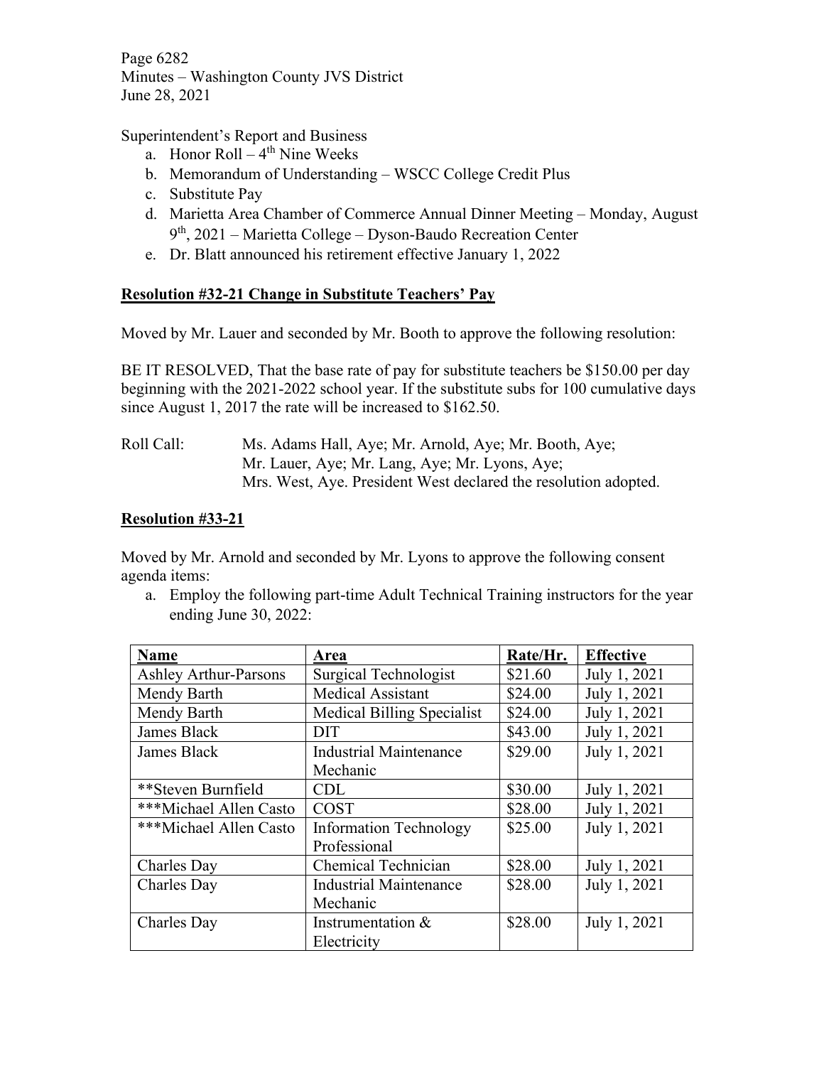Superintendent's Report and Business

a. Honor Roll – 4th Nine Weeks
b. Memorandum of Understanding – WSCC College Credit Plus
c. Substitute Pay
d. Marietta Area Chamber of Commerce Annual Dinner Meeting – Monday, August 9th, 2021 – Marietta College – Dyson-Baudo Recreation Center
e. Dr. Blatt announced his retirement effective January 1, 2022

**Resolution #32-21 Change in Substitute Teachers' Pay**

Moved by Mr. Lauer and seconded by Mr. Booth to approve the following resolution:

BE IT RESOLVED, That the base rate of pay for substitute teachers be $150.00 per day beginning with the 2021-2022 school year. If the substitute subs for 100 cumulative days since August 1, 2017 the rate will be increased to $162.50.

Roll Call: Ms. Adams Hall, Aye; Mr. Arnold, Aye; Mr. Booth, Aye; Mr. Lauer, Aye; Mr. Lang, Aye; Mr. Lyons, Aye; Mrs. West, Aye. President West declared the resolution adopted.

**Resolution #33-21**

Moved by Mr. Arnold and seconded by Mr. Lyons to approve the following consent agenda items:

a. Employ the following part-time Adult Technical Training instructors for the year ending June 30, 2022:

| Name | Area | Rate/Hr. | Effective |
|---|---|---|---|
| Ashley Arthur-Parsons | Surgical Technologist | $21.60 | July 1, 2021 |
| Mendy Barth | Medical Assistant | $24.00 | July 1, 2021 |
| Mendy Barth | Medical Billing Specialist | $24.00 | July 1, 2021 |
| James Black | DIT | $43.00 | July 1, 2021 |
| James Black | Industrial Maintenance Mechanic | $29.00 | July 1, 2021 |
| **Steven Burnfield | CDL | $30.00 | July 1, 2021 |
| ***Michael Allen Casto | COST | $28.00 | July 1, 2021 |
| ***Michael Allen Casto | Information Technology Professional | $25.00 | July 1, 2021 |
| Charles Day | Chemical Technician | $28.00 | July 1, 2021 |
| Charles Day | Industrial Maintenance Mechanic | $28.00 | July 1, 2021 |
| Charles Day | Instrumentation & Electricity | $28.00 | July 1, 2021 |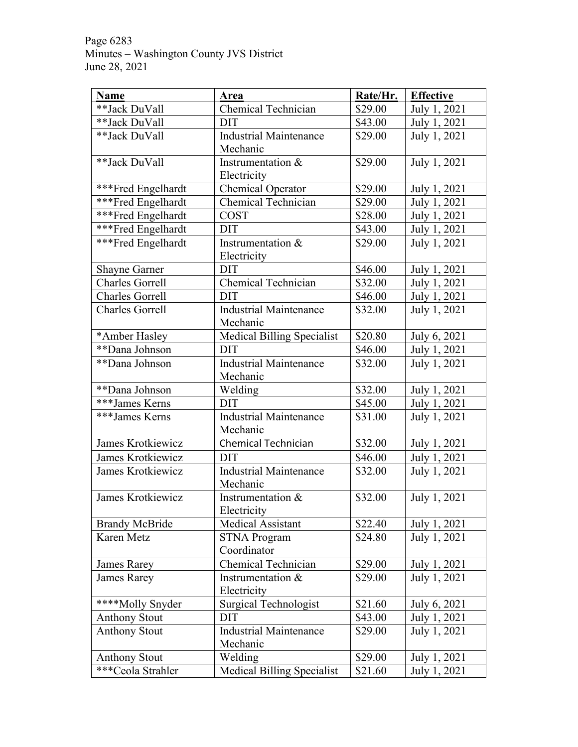| Name | Area | Rate/Hr. | Effective |
|---|---|---|---|
| **Jack DuVall | Chemical Technician | $29.00 | July 1, 2021 |
| **Jack DuVall | DIT | $43.00 | July 1, 2021 |
| **Jack DuVall | Industrial Maintenance Mechanic | $29.00 | July 1, 2021 |
| **Jack DuVall | Instrumentation & Electricity | $29.00 | July 1, 2021 |
| ***Fred Engelhardt | Chemical Operator | $29.00 | July 1, 2021 |
| ***Fred Engelhardt | Chemical Technician | $29.00 | July 1, 2021 |
| ***Fred Engelhardt | COST | $28.00 | July 1, 2021 |
| ***Fred Engelhardt | DIT | $43.00 | July 1, 2021 |
| ***Fred Engelhardt | Instrumentation & Electricity | $29.00 | July 1, 2021 |
| Shayne Garner | DIT | $46.00 | July 1, 2021 |
| Charles Gorrell | Chemical Technician | $32.00 | July 1, 2021 |
| Charles Gorrell | DIT | $46.00 | July 1, 2021 |
| Charles Gorrell | Industrial Maintenance Mechanic | $32.00 | July 1, 2021 |
| *Amber Hasley | Medical Billing Specialist | $20.80 | July 6, 2021 |
| **Dana Johnson | DIT | $46.00 | July 1, 2021 |
| **Dana Johnson | Industrial Maintenance Mechanic | $32.00 | July 1, 2021 |
| **Dana Johnson | Welding | $32.00 | July 1, 2021 |
| ***James Kerns | DIT | $45.00 | July 1, 2021 |
| ***James Kerns | Industrial Maintenance Mechanic | $31.00 | July 1, 2021 |
| James Krotkiewicz | Chemical Technician | $32.00 | July 1, 2021 |
| James Krotkiewicz | DIT | $46.00 | July 1, 2021 |
| James Krotkiewicz | Industrial Maintenance Mechanic | $32.00 | July 1, 2021 |
| James Krotkiewicz | Instrumentation & Electricity | $32.00 | July 1, 2021 |
| Brandy McBride | Medical Assistant | $22.40 | July 1, 2021 |
| Karen Metz | STNA Program Coordinator | $24.80 | July 1, 2021 |
| James Rarey | Chemical Technician | $29.00 | July 1, 2021 |
| James Rarey | Instrumentation & Electricity | $29.00 | July 1, 2021 |
| ****Molly Snyder | Surgical Technologist | $21.60 | July 6, 2021 |
| Anthony Stout | DIT | $43.00 | July 1, 2021 |
| Anthony Stout | Industrial Maintenance Mechanic | $29.00 | July 1, 2021 |
| Anthony Stout | Welding | $29.00 | July 1, 2021 |
| ***Ceola Strahler | Medical Billing Specialist | $21.60 | July 1, 2021 |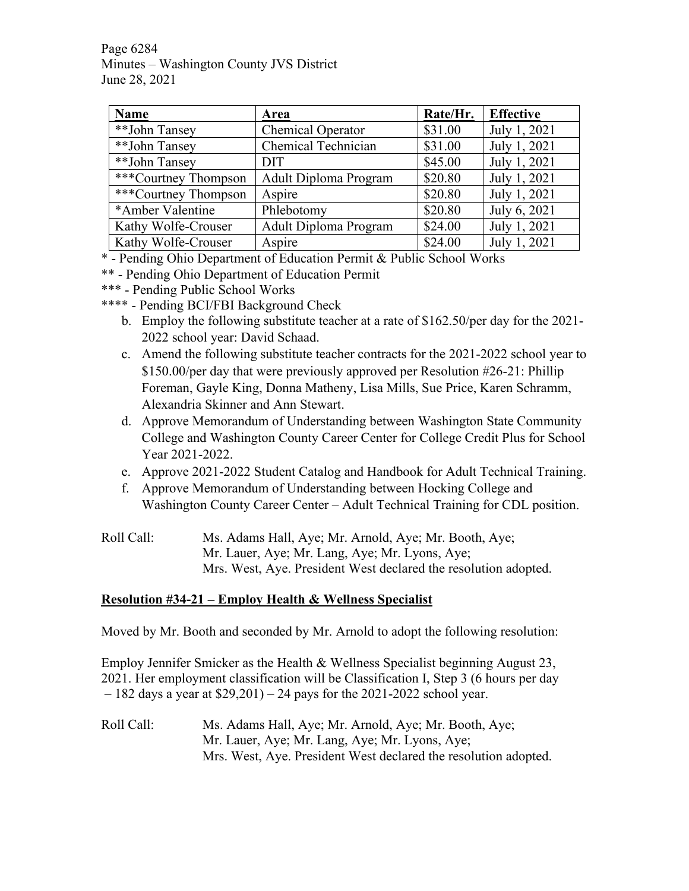| Name | Area | Rate/Hr. | Effective |
|---|---|---|---|
| **John Tansey | Chemical Operator | $31.00 | July 1, 2021 |
| **John Tansey | Chemical Technician | $31.00 | July 1, 2021 |
| **John Tansey | DIT | $45.00 | July 1, 2021 |
| ***Courtney Thompson | Adult Diploma Program | $20.80 | July 1, 2021 |
| ***Courtney Thompson | Aspire | $20.80 | July 1, 2021 |
| *Amber Valentine | Phlebotomy | $20.80 | July 6, 2021 |
| Kathy Wolfe-Crouser | Adult Diploma Program | $24.00 | July 1, 2021 |
| Kathy Wolfe-Crouser | Aspire | $24.00 | July 1, 2021 |

\* - Pending Ohio Department of Education Permit & Public School Works

\** - Pending Ohio Department of Education Permit

\*** - Pending Public School Works

\**** - Pending BCI/FBI Background Check

b. Employ the following substitute teacher at a rate of $162.50/per day for the 2021-2022 school year: David Schaad.

c. Amend the following substitute teacher contracts for the 2021-2022 school year to $150.00/per day that were previously approved per Resolution #26-21: Phillip Foreman, Gayle King, Donna Matheny, Lisa Mills, Sue Price, Karen Schramm, Alexandria Skinner and Ann Stewart.

d. Approve Memorandum of Understanding between Washington State Community College and Washington County Career Center for College Credit Plus for School Year 2021-2022.

e. Approve 2021-2022 Student Catalog and Handbook for Adult Technical Training.

f. Approve Memorandum of Understanding between Hocking College and Washington County Career Center – Adult Technical Training for CDL position.

Roll Call: Ms. Adams Hall, Aye; Mr. Arnold, Aye; Mr. Booth, Aye; Mr. Lauer, Aye; Mr. Lang, Aye; Mr. Lyons, Aye; Mrs. West, Aye. President West declared the resolution adopted.

**Resolution #34-21 – Employ Health & Wellness Specialist**

Moved by Mr. Booth and seconded by Mr. Arnold to adopt the following resolution:

Employ Jennifer Smicker as the Health & Wellness Specialist beginning August 23, 2021. Her employment classification will be Classification I, Step 3 (6 hours per day – 182 days a year at $29,201) – 24 pays for the 2021-2022 school year.

Roll Call: Ms. Adams Hall, Aye; Mr. Arnold, Aye; Mr. Booth, Aye; Mr. Lauer, Aye; Mr. Lang, Aye; Mr. Lyons, Aye; Mrs. West, Aye. President West declared the resolution adopted.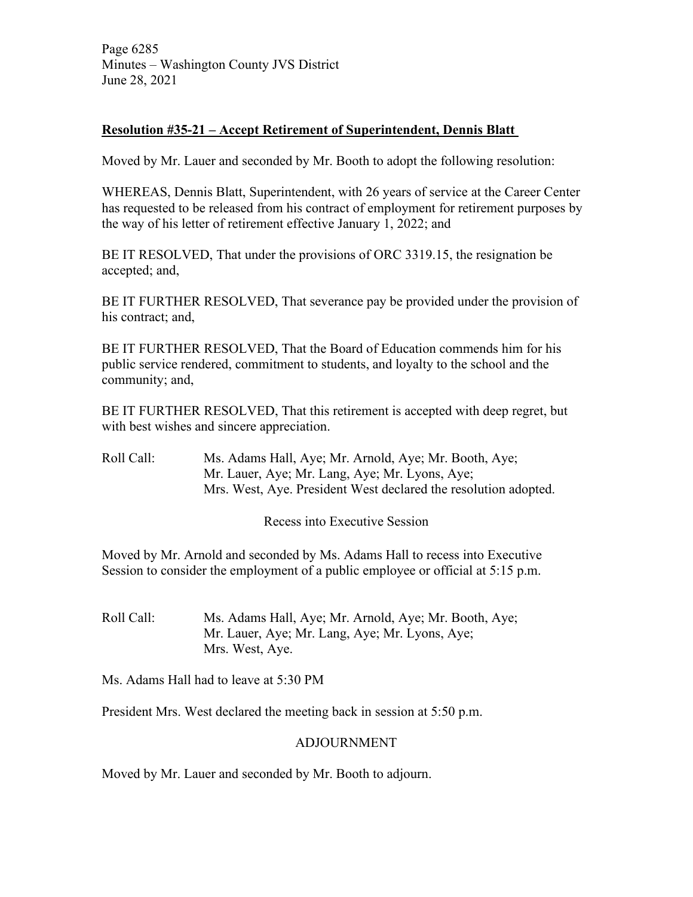**Resolution #35-21 – Accept Retirement of Superintendent, Dennis Blatt**

Moved by Mr. Lauer and seconded by Mr. Booth to adopt the following resolution:

WHEREAS, Dennis Blatt, Superintendent, with 26 years of service at the Career Center has requested to be released from his contract of employment for retirement purposes by the way of his letter of retirement effective January 1, 2022; and

BE IT RESOLVED, That under the provisions of ORC 3319.15, the resignation be accepted; and,

BE IT FURTHER RESOLVED, That severance pay be provided under the provision of his contract; and,

BE IT FURTHER RESOLVED, That the Board of Education commends him for his public service rendered, commitment to students, and loyalty to the school and the community; and,

BE IT FURTHER RESOLVED, That this retirement is accepted with deep regret, but with best wishes and sincere appreciation.

Roll Call: Ms. Adams Hall, Aye; Mr. Arnold, Aye; Mr. Booth, Aye; Mr. Lauer, Aye; Mr. Lang, Aye; Mr. Lyons, Aye; Mrs. West, Aye. President West declared the resolution adopted.

Recess into Executive Session

Moved by Mr. Arnold and seconded by Ms. Adams Hall to recess into Executive Session to consider the employment of a public employee or official at 5:15 p.m.

Roll Call: Ms. Adams Hall, Aye; Mr. Arnold, Aye; Mr. Booth, Aye; Mr. Lauer, Aye; Mr. Lang, Aye; Mr. Lyons, Aye; Mrs. West, Aye.

Ms. Adams Hall had to leave at 5:30 PM

President Mrs. West declared the meeting back in session at 5:50 p.m.

ADJOURNMENT

Moved by Mr. Lauer and seconded by Mr. Booth to adjourn.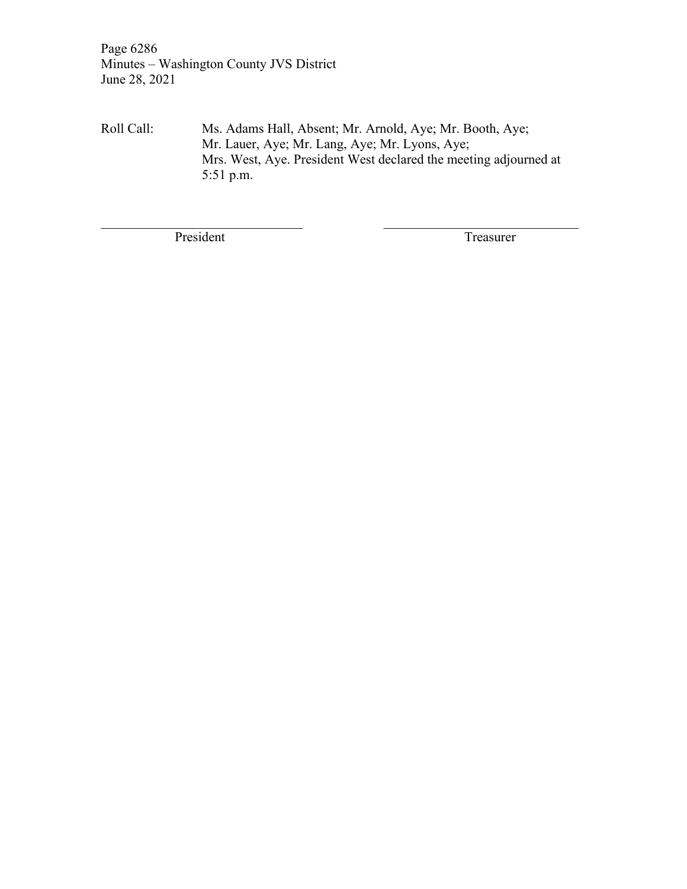Roll Call: Ms. Adams Hall, Absent; Mr. Arnold, Aye; Mr. Booth, Aye; Mr. Lauer, Aye; Mr. Lang, Aye; Mr. Lyons, Aye; Mrs. West, Aye. President West declared the meeting adjourned at 5:51 p.m.

\_\_\_\_\_\_\_\_\_\_\_\_\_\_\_\_\_\_\_\_\_\_\_\_\_\_\_\_\_\_\_ President

\_\_\_\_\_\_\_\_\_\_\_\_\_\_\_\_\_\_\_\_\_\_\_\_\_\_\_\_\_\_\_ Treasurer